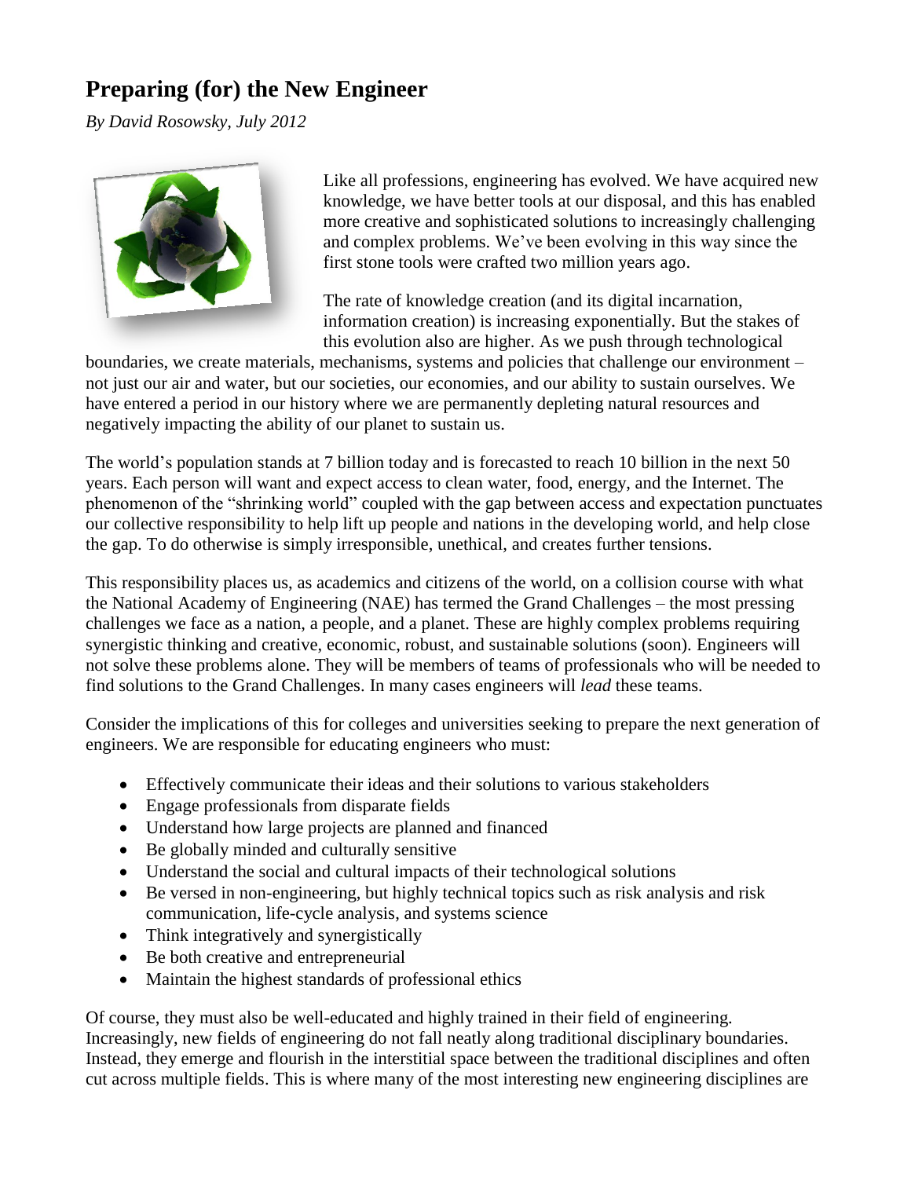# Preparing (for) the New Engineer

*By David Rosowsky, July 2012*

Like all professions, engineering has evolved. We have acquired new knowledge, we have better tools at our disposal, and this has enabled more creative and sophisticated solutions to increasingly challenging and complex problems. We've been evolving in this way since the first stone tools were crafted two million years ago.

The rate of knowledge creation (and its digital incarnation, information creation) is increasing exponentially. But the stakes of this evolution also are higher. As we push through technological boundaries, we create materials, mechanisms, systems and policies that challenge our environment – not just our air and water, but our societies, our economies, and our ability to sustain ourselves. We have entered a period in our history where we are permanently depleting natural resources and negatively impacting the ability of our planet to sustain us.

The world's population stands at 7 billion today and is forecasted to reach 10 billion in the next 50 years. Each person will want and expect access to clean water, food, energy, and the Internet. The phenomenon of the "shrinking world" coupled with the gap between access and expectation punctuates our collective responsibility to help lift up people and nations in the developing world, and help close the gap. To do otherwise is simply irresponsible, unethical, and creates further tensions.

This responsibility places us, as academics and citizens of the world, on a collision course with what the National Academy of Engineering (NAE) has termed the Grand Challenges – the most pressing challenges we face as a nation, a people, and a planet. These are highly complex problems requiring synergistic thinking and creative, economic, robust, and sustainable solutions (soon). Engineers will not solve these problems alone. They will be members of teams of professionals who will be needed to find solutions to the Grand Challenges. In many cases engineers will *lead* these teams.

Consider the implications of this for colleges and universities seeking to prepare the next generation of engineers. We are responsible for educating engineers who must:

- Effectively communicate their ideas and their solutions to various stakeholders
- Engage professionals from disparate fields
- Understand how large projects are planned and financed
- Be globally minded and culturally sensitive
- Understand the social and cultural impacts of their technological solutions
- Be versed in non-engineering, but highly technical topics such as risk analysis and risk communication, life-cycle analysis, and systems science
- Think integratively and synergistically
- Be both creative and entrepreneurial
- Maintain the highest standards of professional ethics

Of course, they must also be well-educated and highly trained in their field of engineering. Increasingly, new fields of engineering do not fall neatly along traditional disciplinary boundaries. Instead, they emerge and flourish in the interstitial space between the traditional disciplines and often cut across multiple fields. This is where many of the most interesting new engineering disciplines are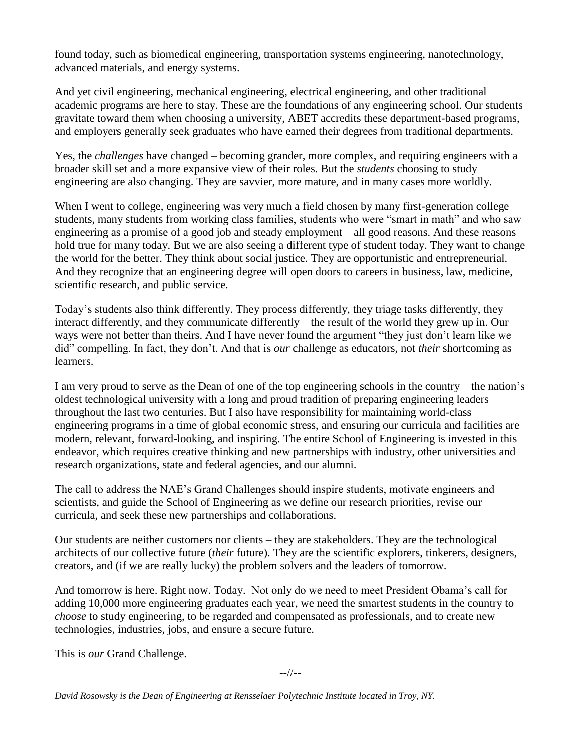found today, such as biomedical engineering, transportation systems engineering, nanotechnology, advanced materials, and energy systems.

And yet civil engineering, mechanical engineering, electrical engineering, and other traditional academic programs are here to stay. These are the foundations of any engineering school. Our students gravitate toward them when choosing a university, ABET accredits these department-based programs, and employers generally seek graduates who have earned their degrees from traditional departments.

Yes, the *challenges* have changed – becoming grander, more complex, and requiring engineers with a broader skill set and a more expansive view of their roles. But the *students* choosing to study engineering are also changing. They are savvier, more mature, and in many cases more worldly.

When I went to college, engineering was very much a field chosen by many first-generation college students, many students from working class families, students who were "smart in math" and who saw engineering as a promise of a good job and steady employment – all good reasons. And these reasons hold true for many today. But we are also seeing a different type of student today. They want to change the world for the better. They think about social justice. They are opportunistic and entrepreneurial. And they recognize that an engineering degree will open doors to careers in business, law, medicine, scientific research, and public service.

Today's students also think differently. They process differently, they triage tasks differently, they interact differently, and they communicate differently—the result of the world they grew up in. Our ways were not better than theirs. And I have never found the argument "they just don't learn like we did" compelling. In fact, they don't. And that is *our* challenge as educators, not *their* shortcoming as learners.

I am very proud to serve as the Dean of one of the top engineering schools in the country – the nation's oldest technological university with a long and proud tradition of preparing engineering leaders throughout the last two centuries. But I also have responsibility for maintaining world-class engineering programs in a time of global economic stress, and ensuring our curricula and facilities are modern, relevant, forward-looking, and inspiring. The entire School of Engineering is invested in this endeavor, which requires creative thinking and new partnerships with industry, other universities and research organizations, state and federal agencies, and our alumni.

The call to address the NAE's Grand Challenges should inspire students, motivate engineers and scientists, and guide the School of Engineering as we define our research priorities, revise our curricula, and seek these new partnerships and collaborations.

Our students are neither customers nor clients – they are stakeholders. They are the technological architects of our collective future (*their* future). They are the scientific explorers, tinkerers, designers, creators, and (if we are really lucky) the problem solvers and the leaders of tomorrow.

And tomorrow is here. Right now. Today. Not only do we need to meet President Obama's call for adding 10,000 more engineering graduates each year, we need the smartest students in the country to *choose* to study engineering, to be regarded and compensated as professionals, and to create new technologies, industries, jobs, and ensure a secure future.

This is *our* Grand Challenge.

--//--

*David Rosowsky is the Dean of Engineering at Rensselaer Polytechnic Institute located in Troy, NY.*